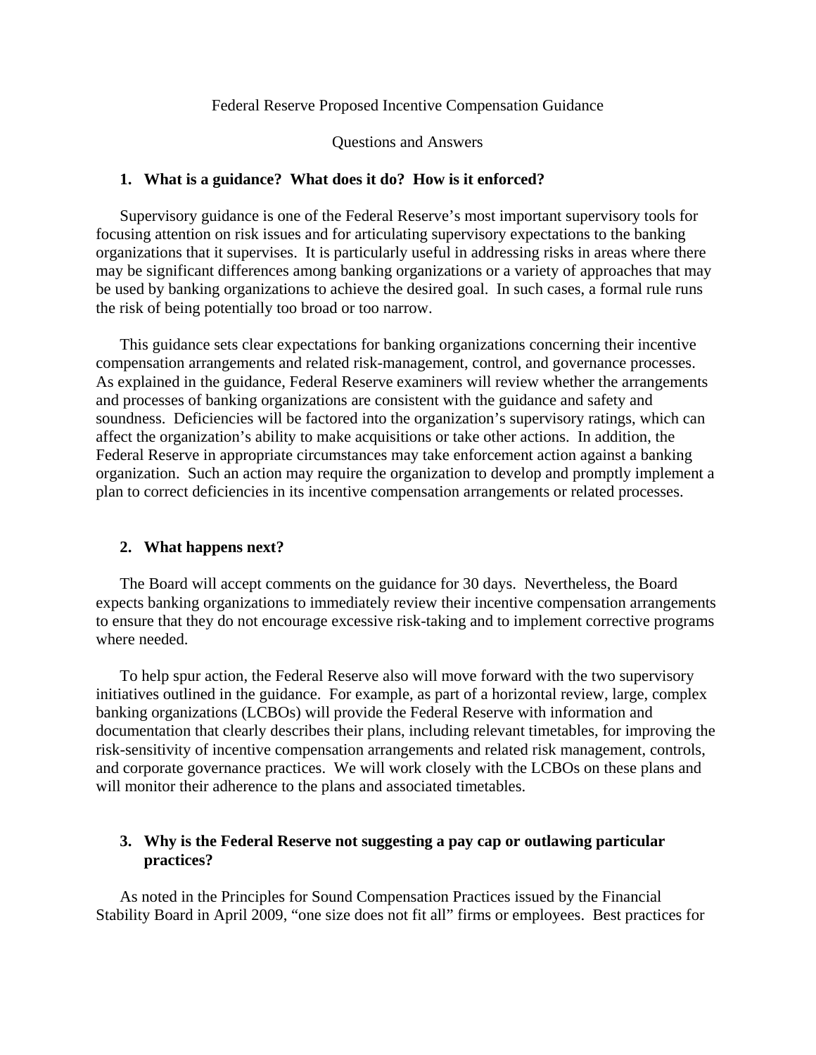Federal Reserve Proposed Incentive Compensation Guidance

Questions and Answers

**1. What is a guidance? What does it do? How is it enforced?**

Supervisory guidance is one of the Federal Reserve's most important supervisory tools for focusing attention on risk issues and for articulating supervisory expectations to the banking organizations that it supervises. It is particularly useful in addressing risks in areas where there may be significant differences among banking organizations or a variety of approaches that may be used by banking organizations to achieve the desired goal. In such cases, a formal rule runs the risk of being potentially too broad or too narrow.

This guidance sets clear expectations for banking organizations concerning their incentive compensation arrangements and related risk-management, control, and governance processes. As explained in the guidance, Federal Reserve examiners will review whether the arrangements and processes of banking organizations are consistent with the guidance and safety and soundness. Deficiencies will be factored into the organization's supervisory ratings, which can affect the organization's ability to make acquisitions or take other actions. In addition, the Federal Reserve in appropriate circumstances may take enforcement action against a banking organization. Such an action may require the organization to develop and promptly implement a plan to correct deficiencies in its incentive compensation arrangements or related processes.

**2. What happens next?**

The Board will accept comments on the guidance for 30 days. Nevertheless, the Board expects banking organizations to immediately review their incentive compensation arrangements to ensure that they do not encourage excessive risk-taking and to implement corrective programs where needed.

To help spur action, the Federal Reserve also will move forward with the two supervisory initiatives outlined in the guidance. For example, as part of a horizontal review, large, complex banking organizations (LCBOs) will provide the Federal Reserve with information and documentation that clearly describes their plans, including relevant timetables, for improving the risk-sensitivity of incentive compensation arrangements and related risk management, controls, and corporate governance practices. We will work closely with the LCBOs on these plans and will monitor their adherence to the plans and associated timetables.

**3. Why is the Federal Reserve not suggesting a pay cap or outlawing particular practices?**

As noted in the Principles for Sound Compensation Practices issued by the Financial Stability Board in April 2009, "one size does not fit all" firms or employees. Best practices for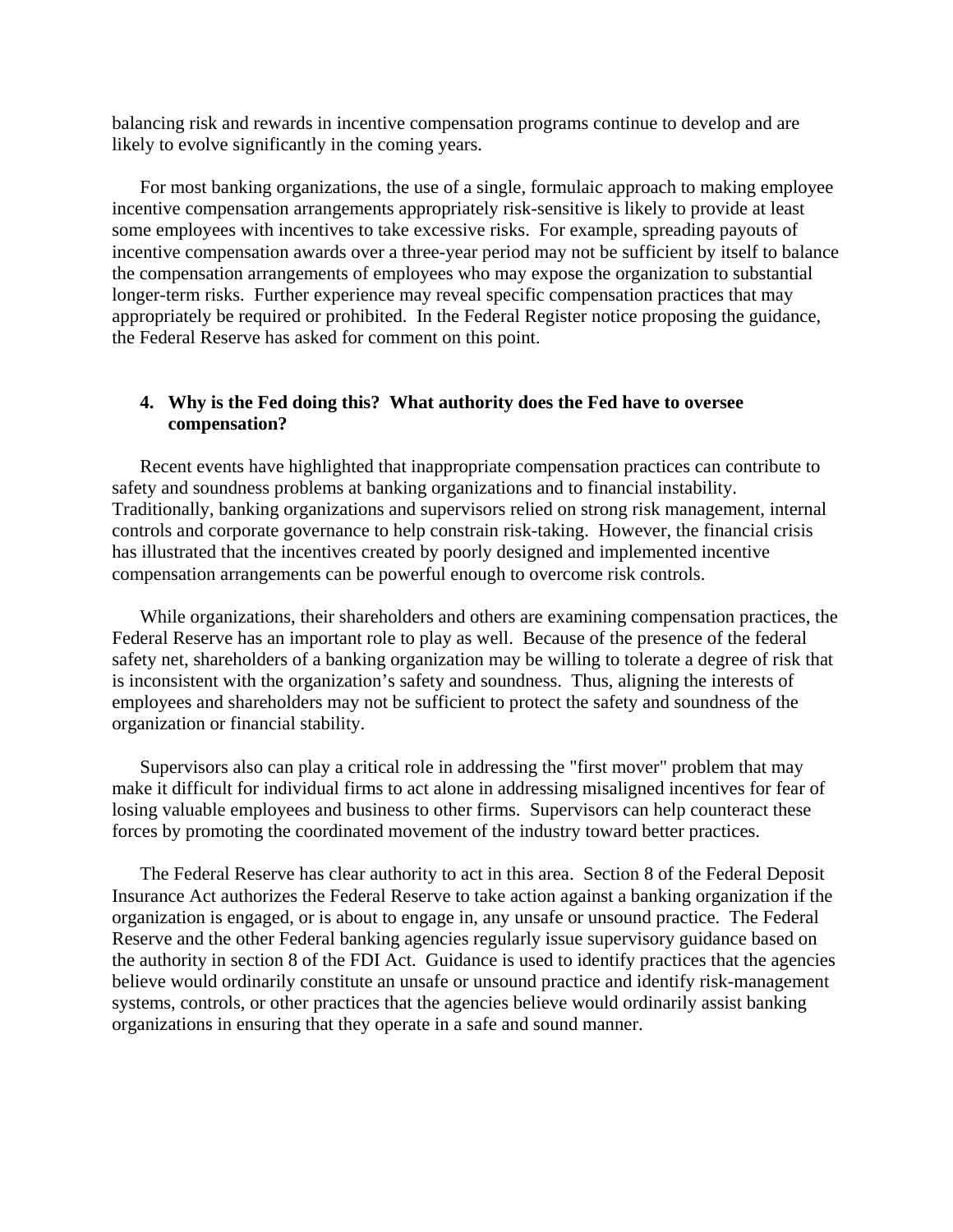balancing risk and rewards in incentive compensation programs continue to develop and are likely to evolve significantly in the coming years.

For most banking organizations, the use of a single, formulaic approach to making employee incentive compensation arrangements appropriately risk-sensitive is likely to provide at least some employees with incentives to take excessive risks. For example, spreading payouts of incentive compensation awards over a three-year period may not be sufficient by itself to balance the compensation arrangements of employees who may expose the organization to substantial longer-term risks. Further experience may reveal specific compensation practices that may appropriately be required or prohibited. In the Federal Register notice proposing the guidance, the Federal Reserve has asked for comment on this point.

4. **Why is the Fed doing this? What authority does the Fed have to oversee compensation?**

Recent events have highlighted that inappropriate compensation practices can contribute to safety and soundness problems at banking organizations and to financial instability. Traditionally, banking organizations and supervisors relied on strong risk management, internal controls and corporate governance to help constrain risk-taking. However, the financial crisis has illustrated that the incentives created by poorly designed and implemented incentive compensation arrangements can be powerful enough to overcome risk controls.

While organizations, their shareholders and others are examining compensation practices, the Federal Reserve has an important role to play as well. Because of the presence of the federal safety net, shareholders of a banking organization may be willing to tolerate a degree of risk that is inconsistent with the organization's safety and soundness. Thus, aligning the interests of employees and shareholders may not be sufficient to protect the safety and soundness of the organization or financial stability.

Supervisors also can play a critical role in addressing the "first mover" problem that may make it difficult for individual firms to act alone in addressing misaligned incentives for fear of losing valuable employees and business to other firms. Supervisors can help counteract these forces by promoting the coordinated movement of the industry toward better practices.

The Federal Reserve has clear authority to act in this area. Section 8 of the Federal Deposit Insurance Act authorizes the Federal Reserve to take action against a banking organization if the organization is engaged, or is about to engage in, any unsafe or unsound practice. The Federal Reserve and the other Federal banking agencies regularly issue supervisory guidance based on the authority in section 8 of the FDI Act. Guidance is used to identify practices that the agencies believe would ordinarily constitute an unsafe or unsound practice and identify risk-management systems, controls, or other practices that the agencies believe would ordinarily assist banking organizations in ensuring that they operate in a safe and sound manner.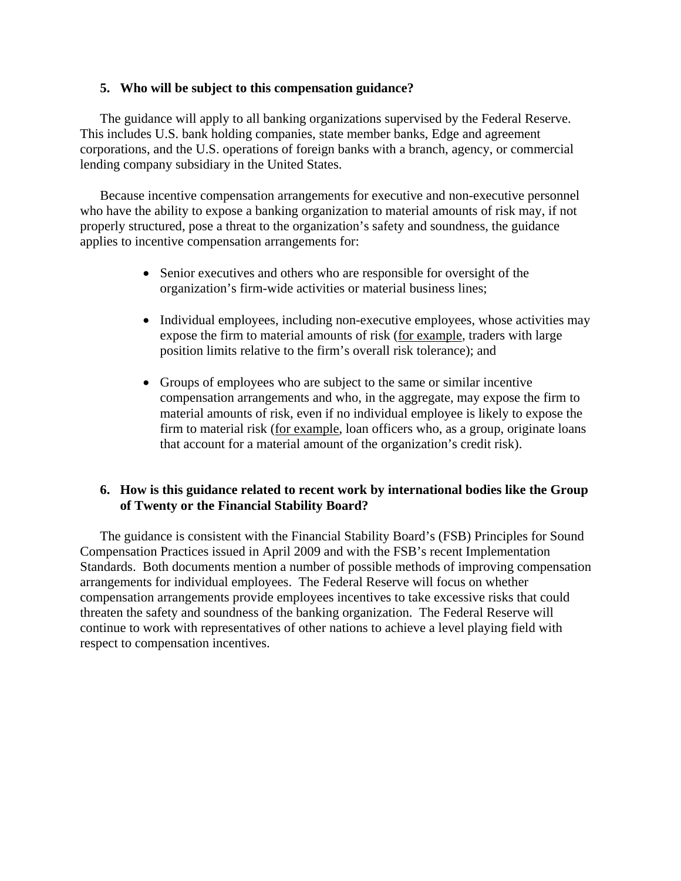**5. Who will be subject to this compensation guidance?**

The guidance will apply to all banking organizations supervised by the Federal Reserve. This includes U.S. bank holding companies, state member banks, Edge and agreement corporations, and the U.S. operations of foreign banks with a branch, agency, or commercial lending company subsidiary in the United States.

Because incentive compensation arrangements for executive and non-executive personnel who have the ability to expose a banking organization to material amounts of risk may, if not properly structured, pose a threat to the organization's safety and soundness, the guidance applies to incentive compensation arrangements for:

- Senior executives and others who are responsible for oversight of the organization's firm-wide activities or material business lines;
- Individual employees, including non-executive employees, whose activities may expose the firm to material amounts of risk (for example, traders with large position limits relative to the firm's overall risk tolerance); and
- Groups of employees who are subject to the same or similar incentive compensation arrangements and who, in the aggregate, may expose the firm to material amounts of risk, even if no individual employee is likely to expose the firm to material risk (for example, loan officers who, as a group, originate loans that account for a material amount of the organization's credit risk).

**6. How is this guidance related to recent work by international bodies like the Group of Twenty or the Financial Stability Board?**

The guidance is consistent with the Financial Stability Board's (FSB) Principles for Sound Compensation Practices issued in April 2009 and with the FSB's recent Implementation Standards. Both documents mention a number of possible methods of improving compensation arrangements for individual employees. The Federal Reserve will focus on whether compensation arrangements provide employees incentives to take excessive risks that could threaten the safety and soundness of the banking organization. The Federal Reserve will continue to work with representatives of other nations to achieve a level playing field with respect to compensation incentives.